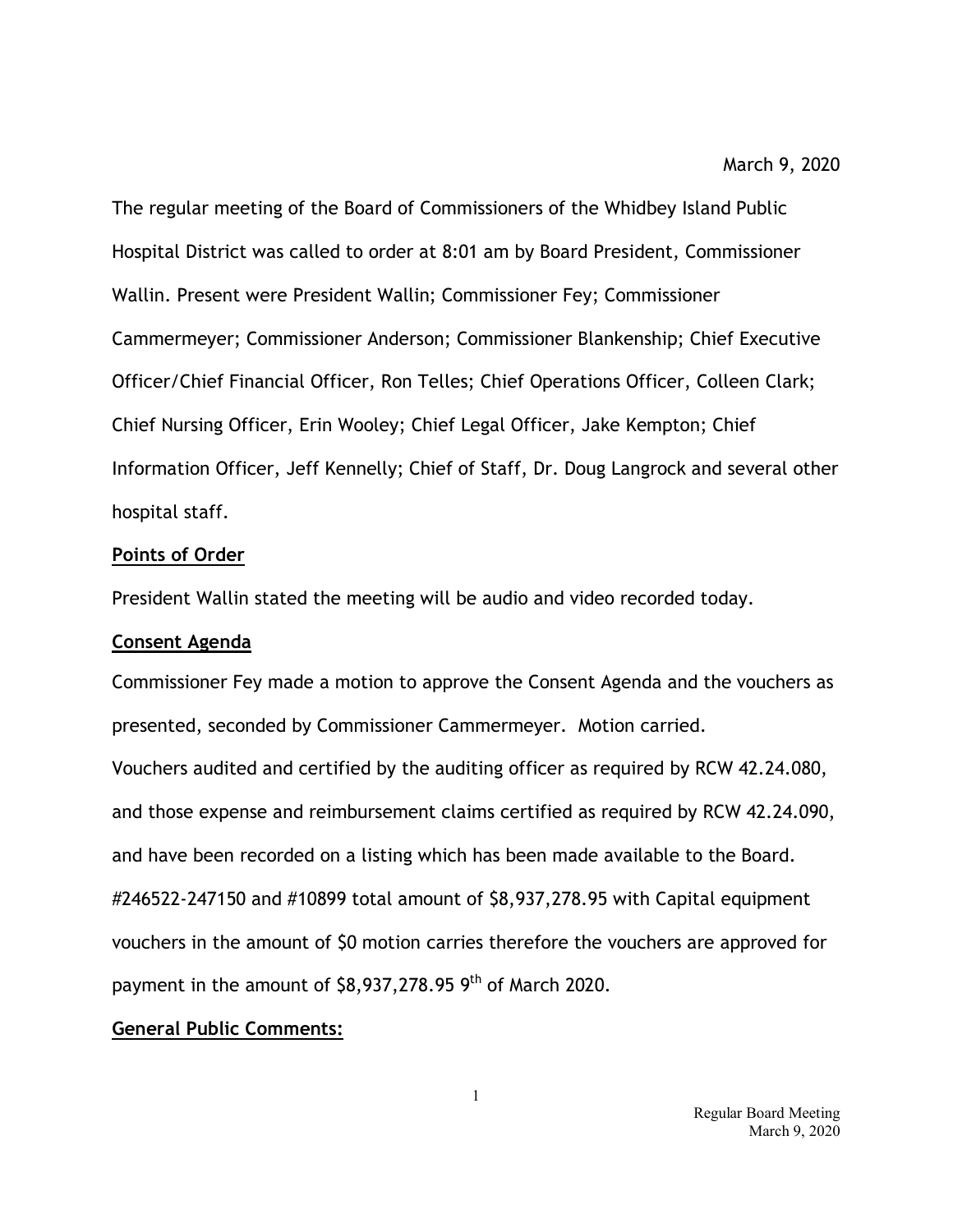March 9, 2020

The regular meeting of the Board of Commissioners of the Whidbey Island Public Hospital District was called to order at 8:01 am by Board President, Commissioner Wallin. Present were President Wallin; Commissioner Fey; Commissioner Cammermeyer; Commissioner Anderson; Commissioner Blankenship; Chief Executive Officer/Chief Financial Officer, Ron Telles; Chief Operations Officer, Colleen Clark; Chief Nursing Officer, Erin Wooley; Chief Legal Officer, Jake Kempton; Chief Information Officer, Jeff Kennelly; Chief of Staff, Dr. Doug Langrock and several other hospital staff.

**Points of Order**

President Wallin stated the meeting will be audio and video recorded today.

**Consent Agenda**

Commissioner Fey made a motion to approve the Consent Agenda and the vouchers as presented, seconded by Commissioner Cammermeyer. Motion carried.

Vouchers audited and certified by the auditing officer as required by RCW 42.24.080, and those expense and reimbursement claims certified as required by RCW 42.24.090, and have been recorded on a listing which has been made available to the Board. #246522-247150 and #10899 total amount of $8,937,278.95 with Capital equipment vouchers in the amount of $0 motion carries therefore the vouchers are approved for payment in the amount of $8,937,278.95 9th of March 2020.

**General Public Comments:**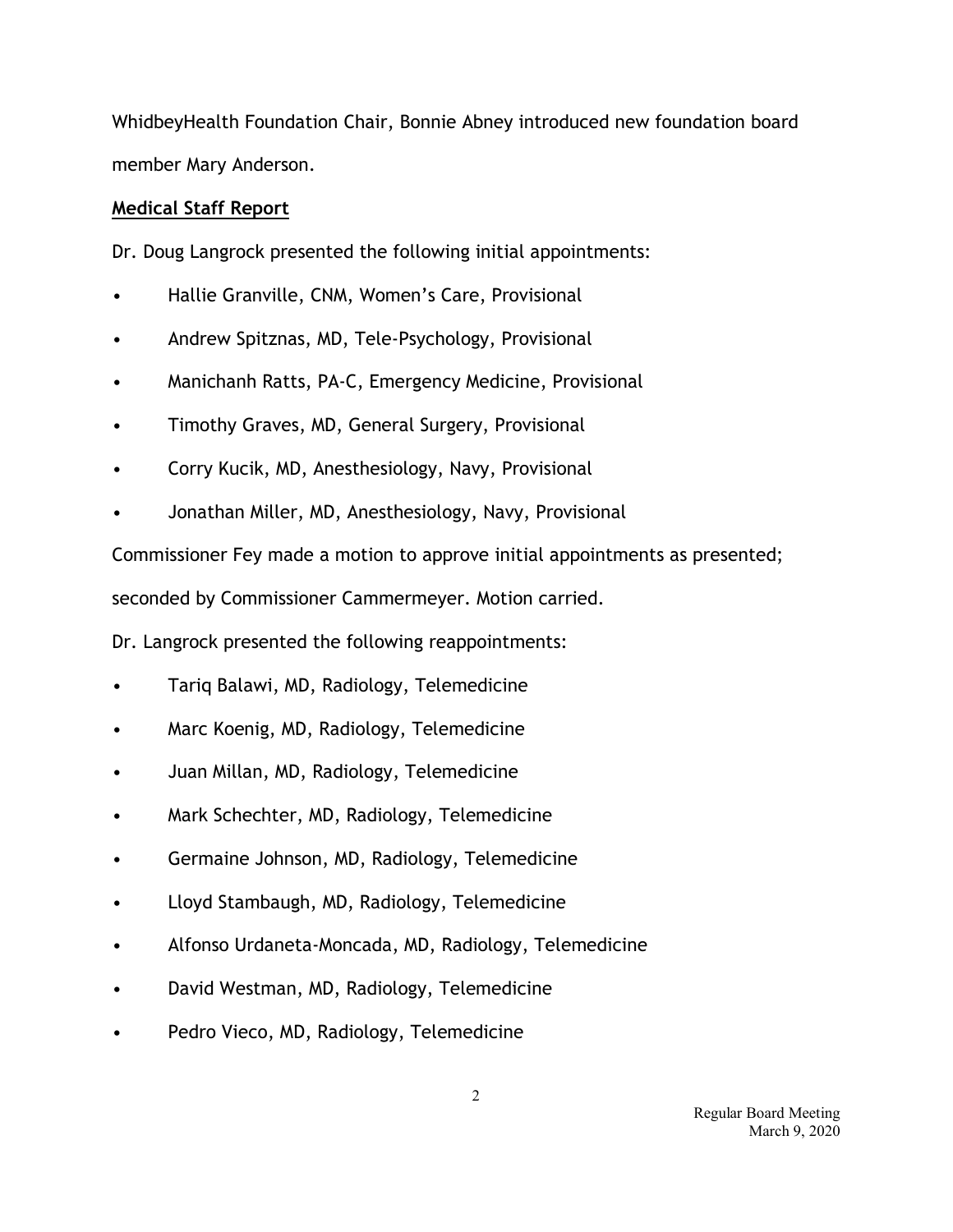WhidbeyHealth Foundation Chair, Bonnie Abney introduced new foundation board member Mary Anderson.

**Medical Staff Report**

Dr. Doug Langrock presented the following initial appointments:

- Hallie Granville, CNM, Women's Care, Provisional
- Andrew Spitznas, MD, Tele-Psychology, Provisional
- Manichanh Ratts, PA-C, Emergency Medicine, Provisional
- Timothy Graves, MD, General Surgery, Provisional
- Corry Kucik, MD, Anesthesiology, Navy, Provisional
- Jonathan Miller, MD, Anesthesiology, Navy, Provisional

Commissioner Fey made a motion to approve initial appointments as presented; seconded by Commissioner Cammermeyer. Motion carried.

Dr. Langrock presented the following reappointments:

- Tariq Balawi, MD, Radiology, Telemedicine
- Marc Koenig, MD, Radiology, Telemedicine
- Juan Millan, MD, Radiology, Telemedicine
- Mark Schechter, MD, Radiology, Telemedicine
- Germaine Johnson, MD, Radiology, Telemedicine
- Lloyd Stambaugh, MD, Radiology, Telemedicine
- Alfonso Urdaneta-Moncada, MD, Radiology, Telemedicine
- David Westman, MD, Radiology, Telemedicine
- Pedro Vieco, MD, Radiology, Telemedicine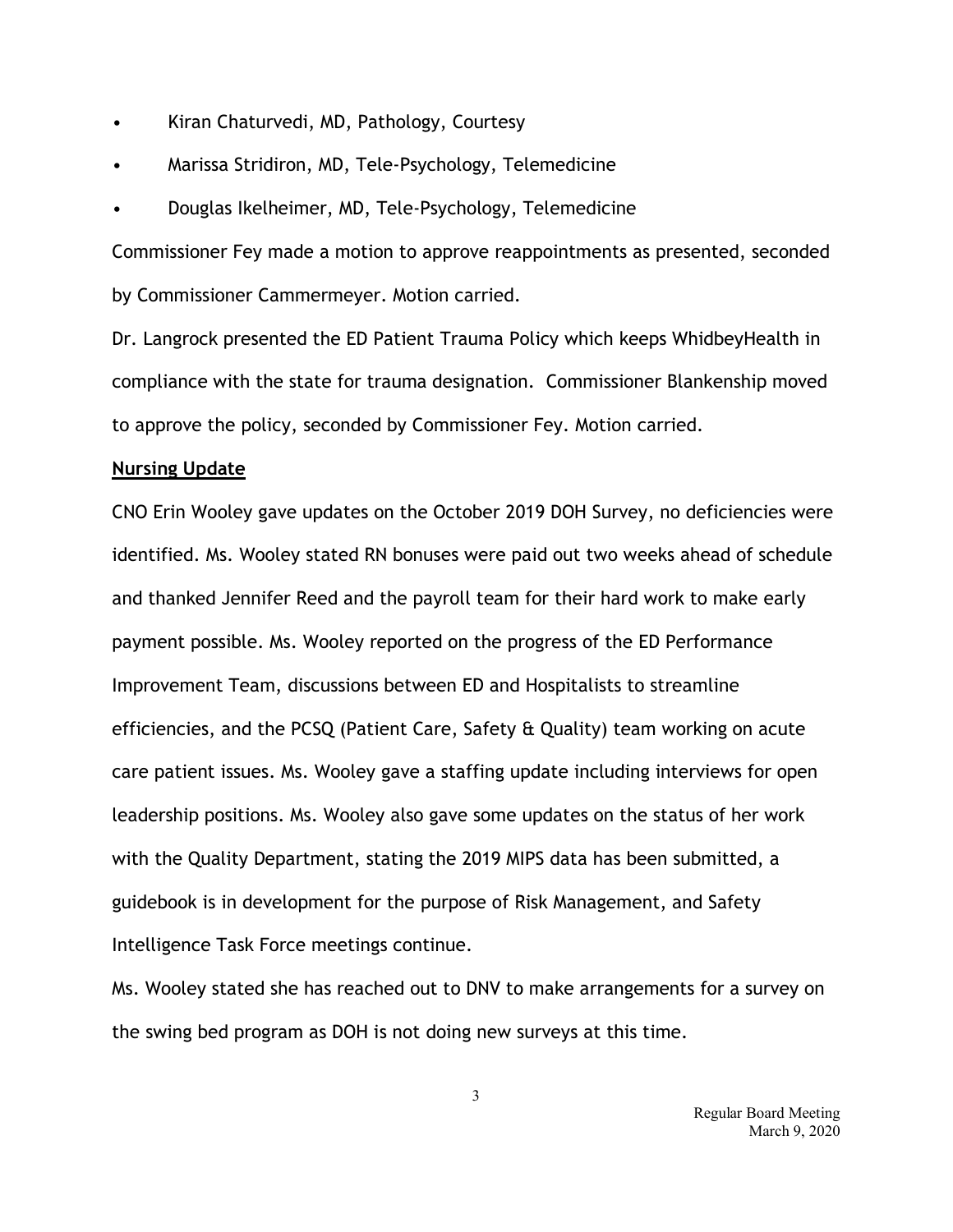- Kiran Chaturvedi, MD, Pathology, Courtesy
- Marissa Stridiron, MD, Tele-Psychology, Telemedicine
- Douglas Ikelheimer, MD, Tele-Psychology, Telemedicine

Commissioner Fey made a motion to approve reappointments as presented, seconded by Commissioner Cammermeyer. Motion carried.

Dr. Langrock presented the ED Patient Trauma Policy which keeps WhidbeyHealth in compliance with the state for trauma designation. Commissioner Blankenship moved to approve the policy, seconded by Commissioner Fey. Motion carried.

**Nursing Update**

CNO Erin Wooley gave updates on the October 2019 DOH Survey, no deficiencies were identified. Ms. Wooley stated RN bonuses were paid out two weeks ahead of schedule and thanked Jennifer Reed and the payroll team for their hard work to make early payment possible. Ms. Wooley reported on the progress of the ED Performance Improvement Team, discussions between ED and Hospitalists to streamline efficiencies, and the PCSQ (Patient Care, Safety & Quality) team working on acute care patient issues. Ms. Wooley gave a staffing update including interviews for open leadership positions. Ms. Wooley also gave some updates on the status of her work with the Quality Department, stating the 2019 MIPS data has been submitted, a guidebook is in development for the purpose of Risk Management, and Safety Intelligence Task Force meetings continue.

Ms. Wooley stated she has reached out to DNV to make arrangements for a survey on the swing bed program as DOH is not doing new surveys at this time.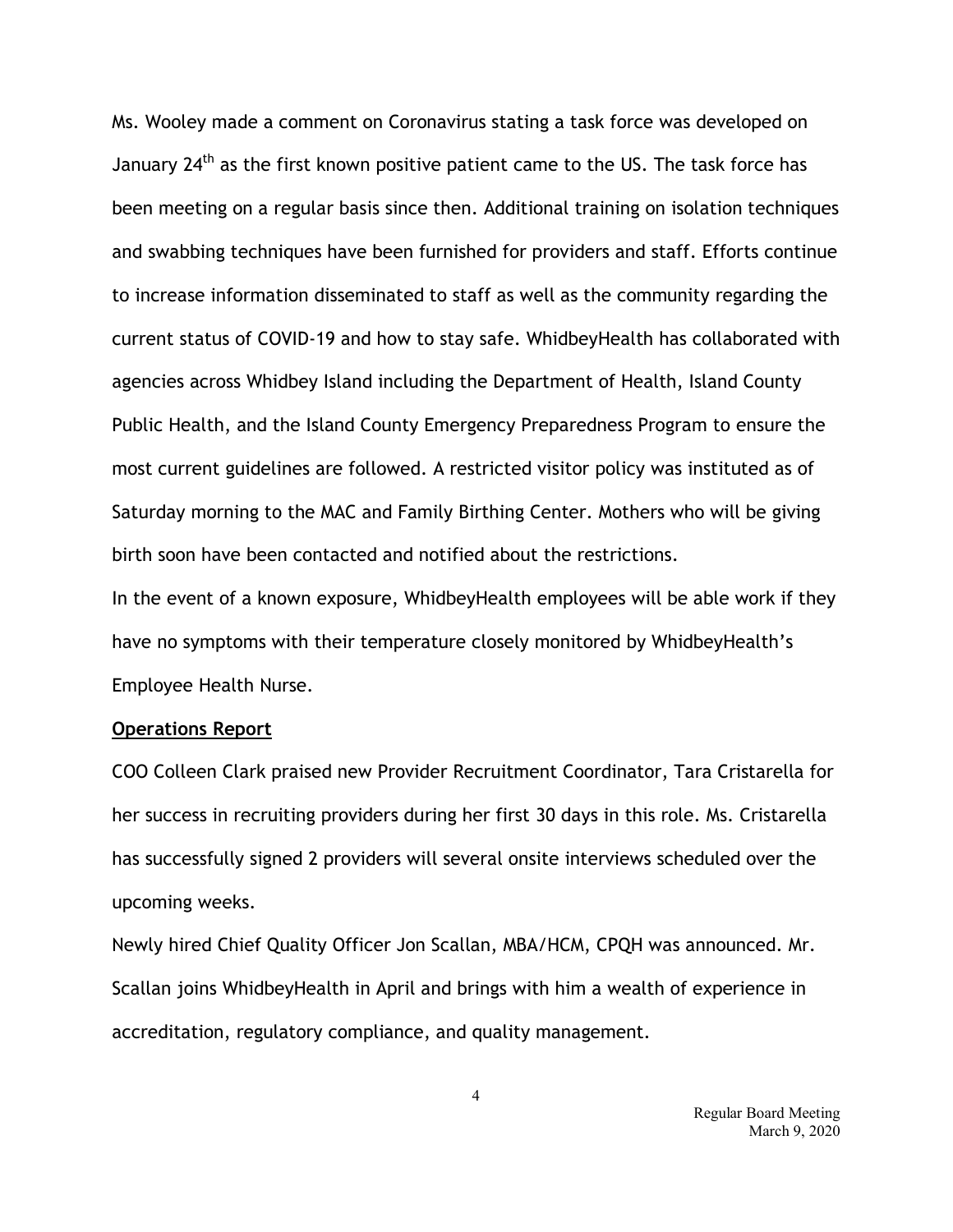Ms. Wooley made a comment on Coronavirus stating a task force was developed on January 24th as the first known positive patient came to the US. The task force has been meeting on a regular basis since then. Additional training on isolation techniques and swabbing techniques have been furnished for providers and staff. Efforts continue to increase information disseminated to staff as well as the community regarding the current status of COVID-19 and how to stay safe. WhidbeyHealth has collaborated with agencies across Whidbey Island including the Department of Health, Island County Public Health, and the Island County Emergency Preparedness Program to ensure the most current guidelines are followed. A restricted visitor policy was instituted as of Saturday morning to the MAC and Family Birthing Center. Mothers who will be giving birth soon have been contacted and notified about the restrictions.

In the event of a known exposure, WhidbeyHealth employees will be able work if they have no symptoms with their temperature closely monitored by WhidbeyHealth's Employee Health Nurse.

**Operations Report**

COO Colleen Clark praised new Provider Recruitment Coordinator, Tara Cristarella for her success in recruiting providers during her first 30 days in this role. Ms. Cristarella has successfully signed 2 providers will several onsite interviews scheduled over the upcoming weeks.

Newly hired Chief Quality Officer Jon Scallan, MBA/HCM, CPQH was announced. Mr. Scallan joins WhidbeyHealth in April and brings with him a wealth of experience in accreditation, regulatory compliance, and quality management.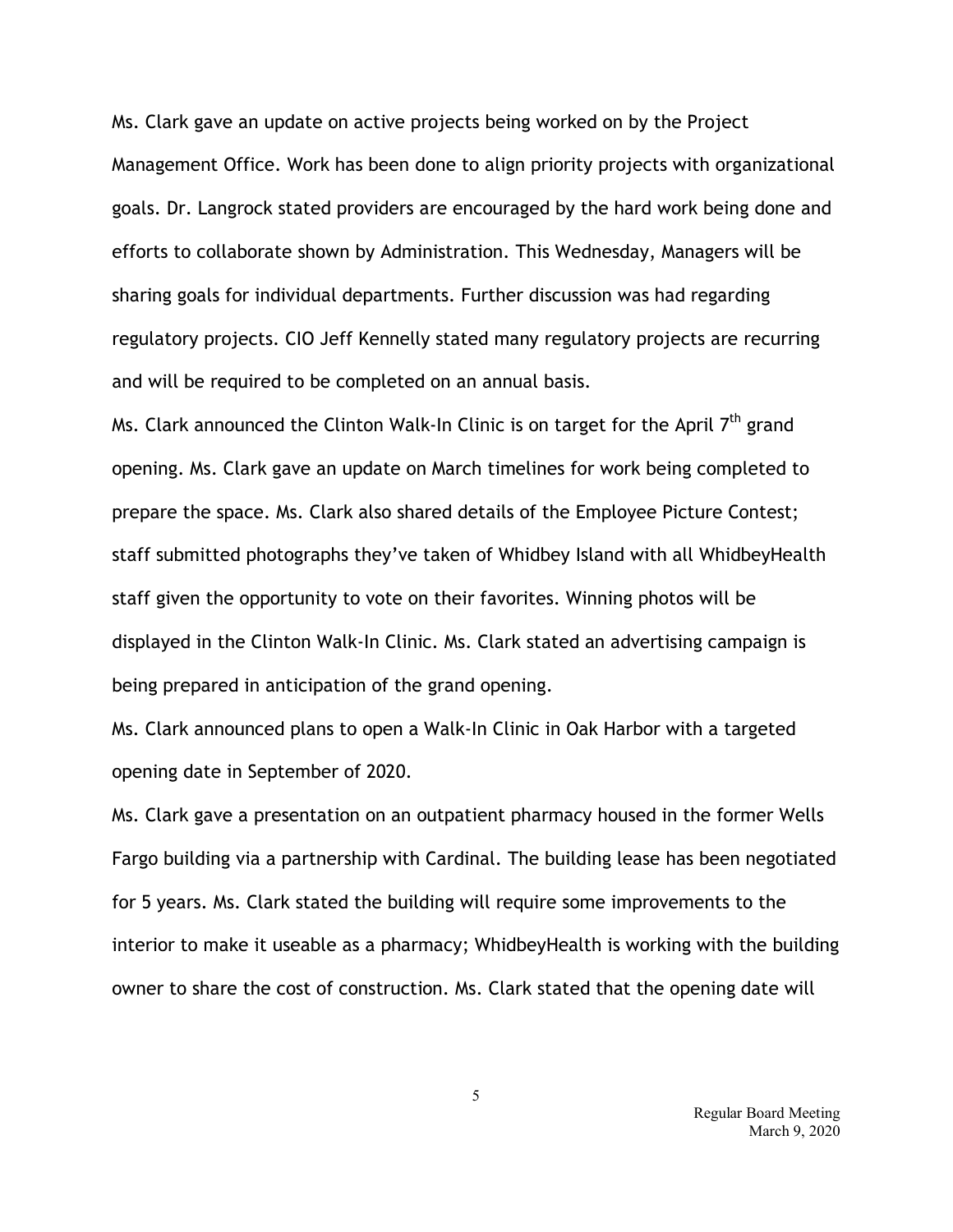Ms. Clark gave an update on active projects being worked on by the Project Management Office. Work has been done to align priority projects with organizational goals. Dr. Langrock stated providers are encouraged by the hard work being done and efforts to collaborate shown by Administration. This Wednesday, Managers will be sharing goals for individual departments. Further discussion was had regarding regulatory projects. CIO Jeff Kennelly stated many regulatory projects are recurring and will be required to be completed on an annual basis.

Ms. Clark announced the Clinton Walk-In Clinic is on target for the April 7th grand opening. Ms. Clark gave an update on March timelines for work being completed to prepare the space. Ms. Clark also shared details of the Employee Picture Contest; staff submitted photographs they've taken of Whidbey Island with all WhidbeyHealth staff given the opportunity to vote on their favorites. Winning photos will be displayed in the Clinton Walk-In Clinic. Ms. Clark stated an advertising campaign is being prepared in anticipation of the grand opening.

Ms. Clark announced plans to open a Walk-In Clinic in Oak Harbor with a targeted opening date in September of 2020.

Ms. Clark gave a presentation on an outpatient pharmacy housed in the former Wells Fargo building via a partnership with Cardinal. The building lease has been negotiated for 5 years. Ms. Clark stated the building will require some improvements to the interior to make it useable as a pharmacy; WhidbeyHealth is working with the building owner to share the cost of construction. Ms. Clark stated that the opening date will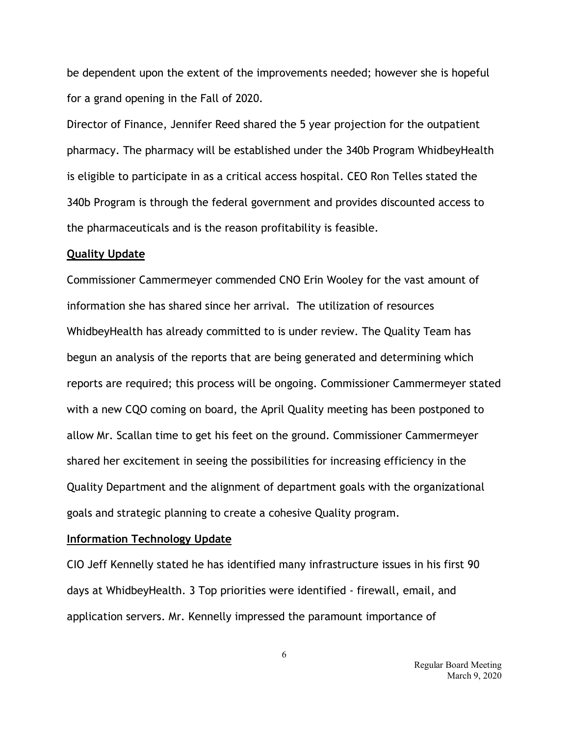be dependent upon the extent of the improvements needed; however she is hopeful for a grand opening in the Fall of 2020.

Director of Finance, Jennifer Reed shared the 5 year projection for the outpatient pharmacy. The pharmacy will be established under the 340b Program WhidbeyHealth is eligible to participate in as a critical access hospital. CEO Ron Telles stated the 340b Program is through the federal government and provides discounted access to the pharmaceuticals and is the reason profitability is feasible.

**Quality Update**

Commissioner Cammermeyer commended CNO Erin Wooley for the vast amount of information she has shared since her arrival. The utilization of resources WhidbeyHealth has already committed to is under review. The Quality Team has begun an analysis of the reports that are being generated and determining which reports are required; this process will be ongoing. Commissioner Cammermeyer stated with a new CQO coming on board, the April Quality meeting has been postponed to allow Mr. Scallan time to get his feet on the ground. Commissioner Cammermeyer shared her excitement in seeing the possibilities for increasing efficiency in the Quality Department and the alignment of department goals with the organizational goals and strategic planning to create a cohesive Quality program.

**Information Technology Update**

CIO Jeff Kennelly stated he has identified many infrastructure issues in his first 90 days at WhidbeyHealth. 3 Top priorities were identified - firewall, email, and application servers. Mr. Kennelly impressed the paramount importance of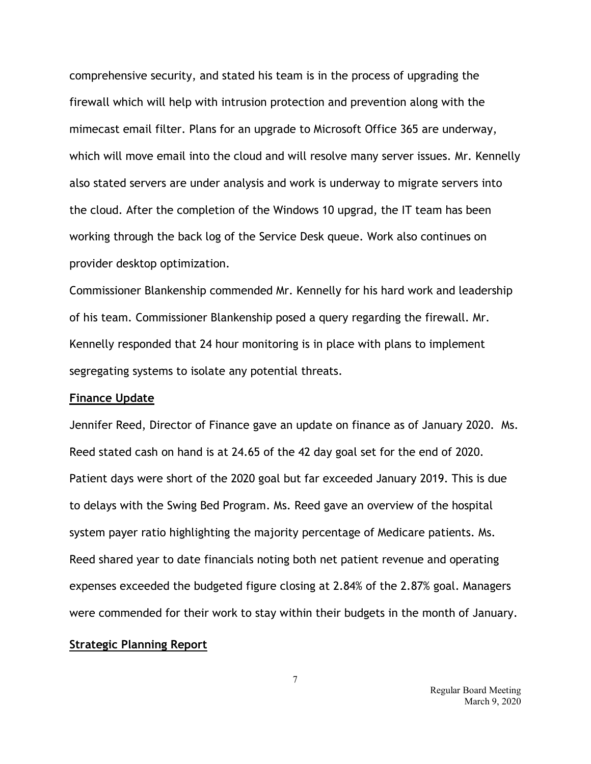comprehensive security, and stated his team is in the process of upgrading the firewall which will help with intrusion protection and prevention along with the mimecast email filter. Plans for an upgrade to Microsoft Office 365 are underway, which will move email into the cloud and will resolve many server issues. Mr. Kennelly also stated servers are under analysis and work is underway to migrate servers into the cloud. After the completion of the Windows 10 upgrad, the IT team has been working through the back log of the Service Desk queue. Work also continues on provider desktop optimization.

Commissioner Blankenship commended Mr. Kennelly for his hard work and leadership of his team. Commissioner Blankenship posed a query regarding the firewall. Mr. Kennelly responded that 24 hour monitoring is in place with plans to implement segregating systems to isolate any potential threats.

**Finance Update**

Jennifer Reed, Director of Finance gave an update on finance as of January 2020. Ms. Reed stated cash on hand is at 24.65 of the 42 day goal set for the end of 2020. Patient days were short of the 2020 goal but far exceeded January 2019. This is due to delays with the Swing Bed Program. Ms. Reed gave an overview of the hospital system payer ratio highlighting the majority percentage of Medicare patients. Ms. Reed shared year to date financials noting both net patient revenue and operating expenses exceeded the budgeted figure closing at 2.84% of the 2.87% goal. Managers were commended for their work to stay within their budgets in the month of January.

**Strategic Planning Report**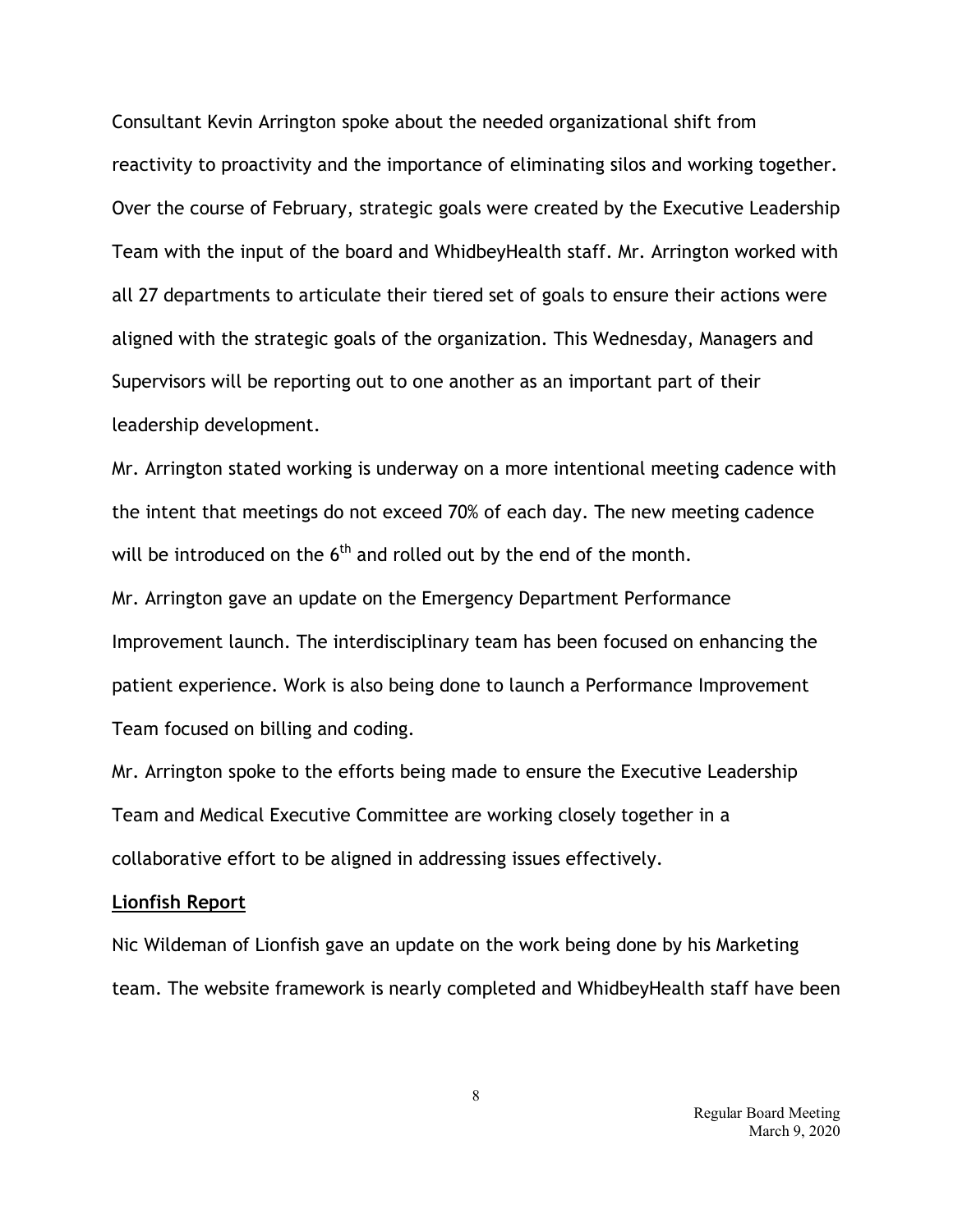Consultant Kevin Arrington spoke about the needed organizational shift from reactivity to proactivity and the importance of eliminating silos and working together. Over the course of February, strategic goals were created by the Executive Leadership Team with the input of the board and WhidbeyHealth staff. Mr. Arrington worked with all 27 departments to articulate their tiered set of goals to ensure their actions were aligned with the strategic goals of the organization. This Wednesday, Managers and Supervisors will be reporting out to one another as an important part of their leadership development.

Mr. Arrington stated working is underway on a more intentional meeting cadence with the intent that meetings do not exceed 70% of each day. The new meeting cadence will be introduced on the 6th and rolled out by the end of the month.

Mr. Arrington gave an update on the Emergency Department Performance Improvement launch. The interdisciplinary team has been focused on enhancing the patient experience. Work is also being done to launch a Performance Improvement Team focused on billing and coding.

Mr. Arrington spoke to the efforts being made to ensure the Executive Leadership Team and Medical Executive Committee are working closely together in a collaborative effort to be aligned in addressing issues effectively.

**Lionfish Report**

Nic Wildeman of Lionfish gave an update on the work being done by his Marketing team. The website framework is nearly completed and WhidbeyHealth staff have been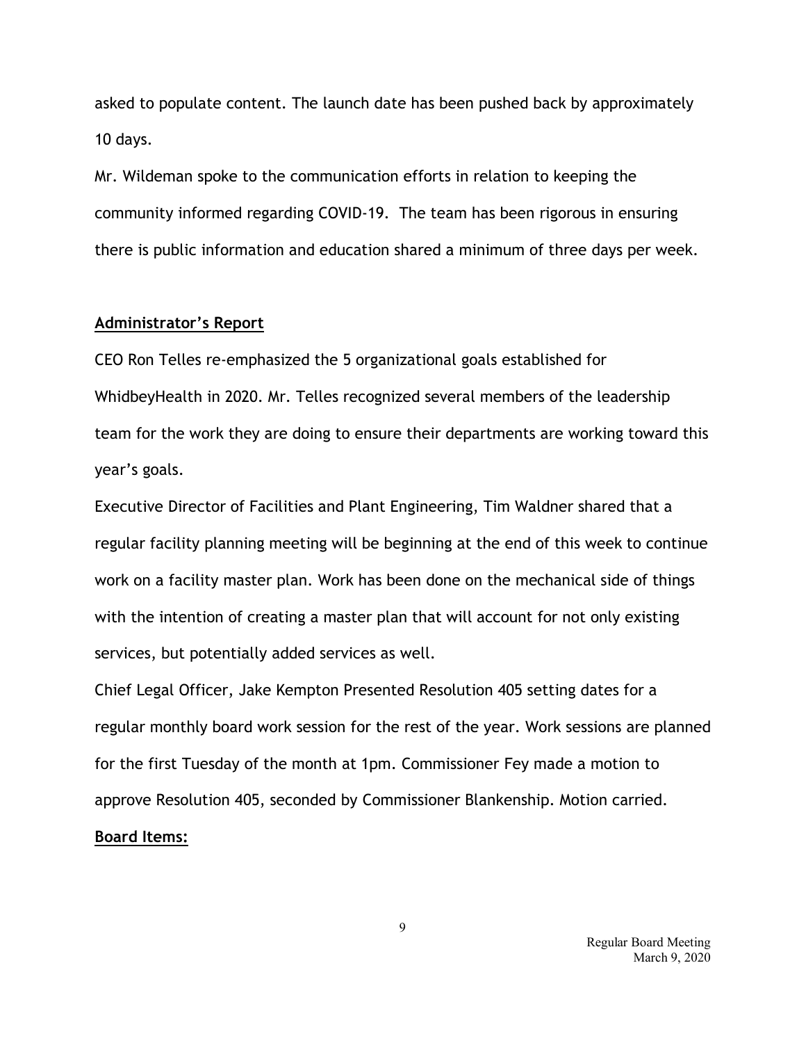asked to populate content. The launch date has been pushed back by approximately 10 days.

Mr. Wildeman spoke to the communication efforts in relation to keeping the community informed regarding COVID-19. The team has been rigorous in ensuring there is public information and education shared a minimum of three days per week.

**Administrator's Report**

CEO Ron Telles re-emphasized the 5 organizational goals established for WhidbeyHealth in 2020. Mr. Telles recognized several members of the leadership team for the work they are doing to ensure their departments are working toward this year's goals.

Executive Director of Facilities and Plant Engineering, Tim Waldner shared that a regular facility planning meeting will be beginning at the end of this week to continue work on a facility master plan. Work has been done on the mechanical side of things with the intention of creating a master plan that will account for not only existing services, but potentially added services as well.

Chief Legal Officer, Jake Kempton Presented Resolution 405 setting dates for a regular monthly board work session for the rest of the year. Work sessions are planned for the first Tuesday of the month at 1pm. Commissioner Fey made a motion to approve Resolution 405, seconded by Commissioner Blankenship. Motion carried.

**Board Items:**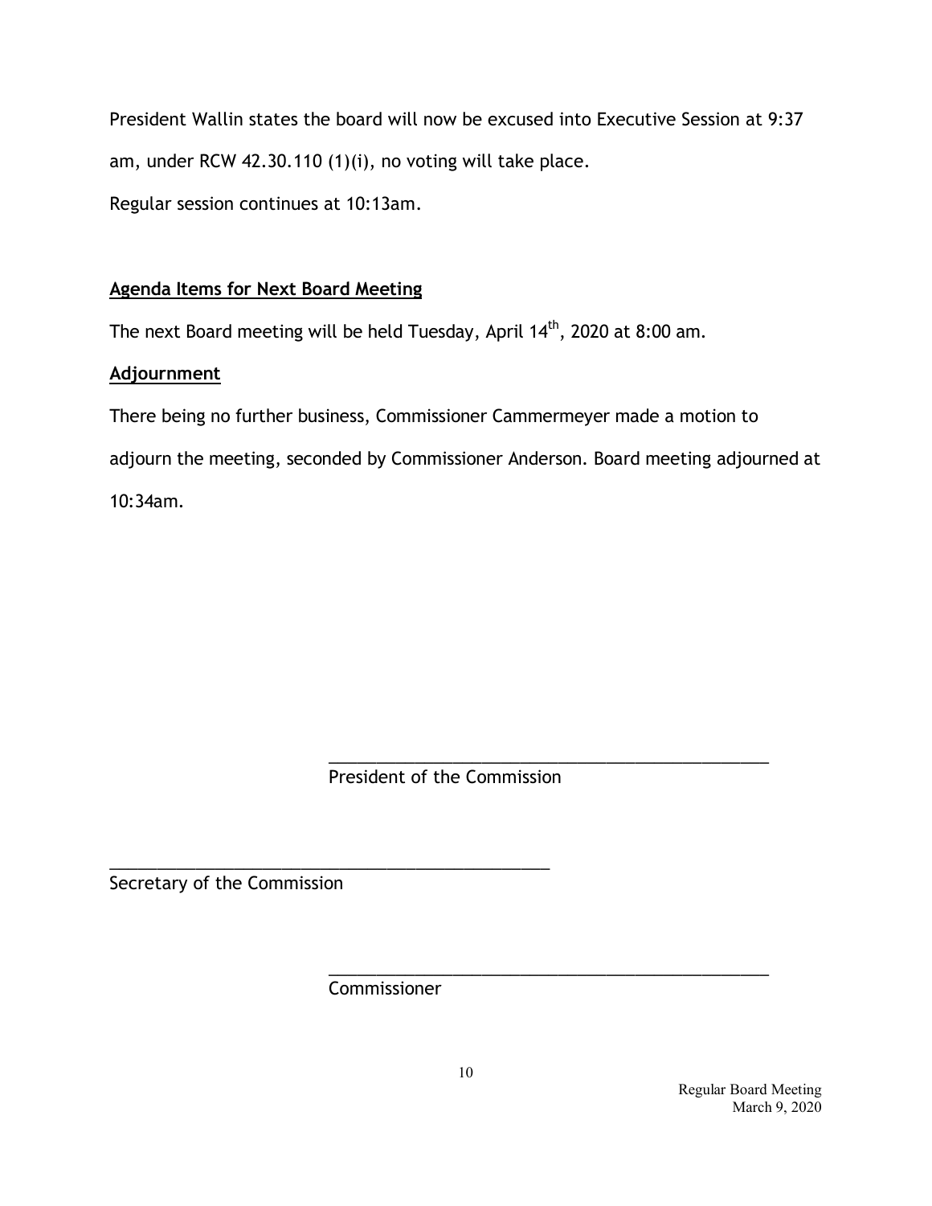President Wallin states the board will now be excused into Executive Session at 9:37 am, under RCW 42.30.110 (1)(i), no voting will take place.

Regular session continues at 10:13am.

**Agenda Items for Next Board Meeting**

The next Board meeting will be held Tuesday, April 14th, 2020 at 8:00 am.

**Adjournment**

There being no further business, Commissioner Cammermeyer made a motion to adjourn the meeting, seconded by Commissioner Anderson. Board meeting adjourned at 10:34am.

\_\_\_\_\_\_\_\_\_\_\_\_\_\_\_\_\_\_\_\_\_\_\_\_\_\_\_\_\_\_\_\_\_\_\_\_\_\_\_\_\_\_\_\_\_\_

President of the Commission

\_\_\_\_\_\_\_\_\_\_\_\_\_\_\_\_\_\_\_\_\_\_\_\_\_\_\_\_\_\_\_\_\_\_\_\_\_\_\_\_\_\_\_\_\_\_

Secretary of the Commission

\_\_\_\_\_\_\_\_\_\_\_\_\_\_\_\_\_\_\_\_\_\_\_\_\_\_\_\_\_\_\_\_\_\_\_\_\_\_\_\_\_\_\_\_\_\_

Commissioner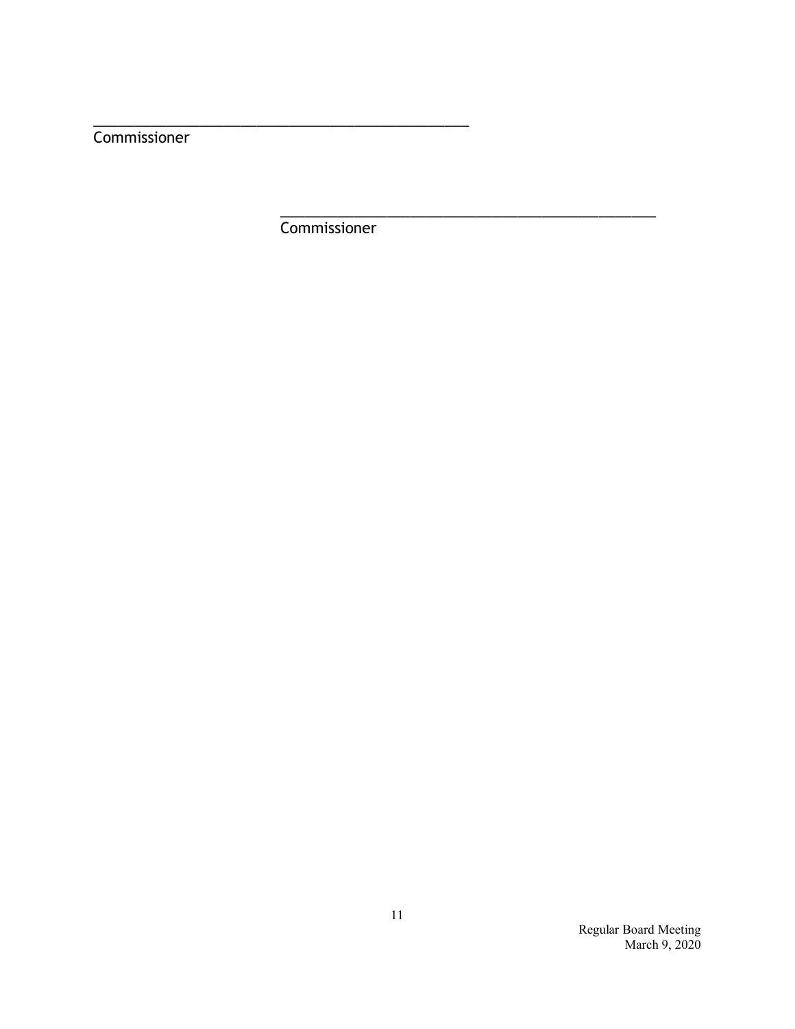\_\_\_\_\_\_\_\_\_\_\_\_\_\_\_\_\_\_\_\_\_\_\_\_\_\_\_\_\_\_\_\_\_\_\_\_\_\_\_\_\_\_\_\_\_\_\_\_

Commissioner

\_\_\_\_\_\_\_\_\_\_\_\_\_\_\_\_\_\_\_\_\_\_\_\_\_\_\_\_\_\_\_\_\_\_\_\_\_\_\_\_\_\_\_\_\_\_\_\_

Commissioner